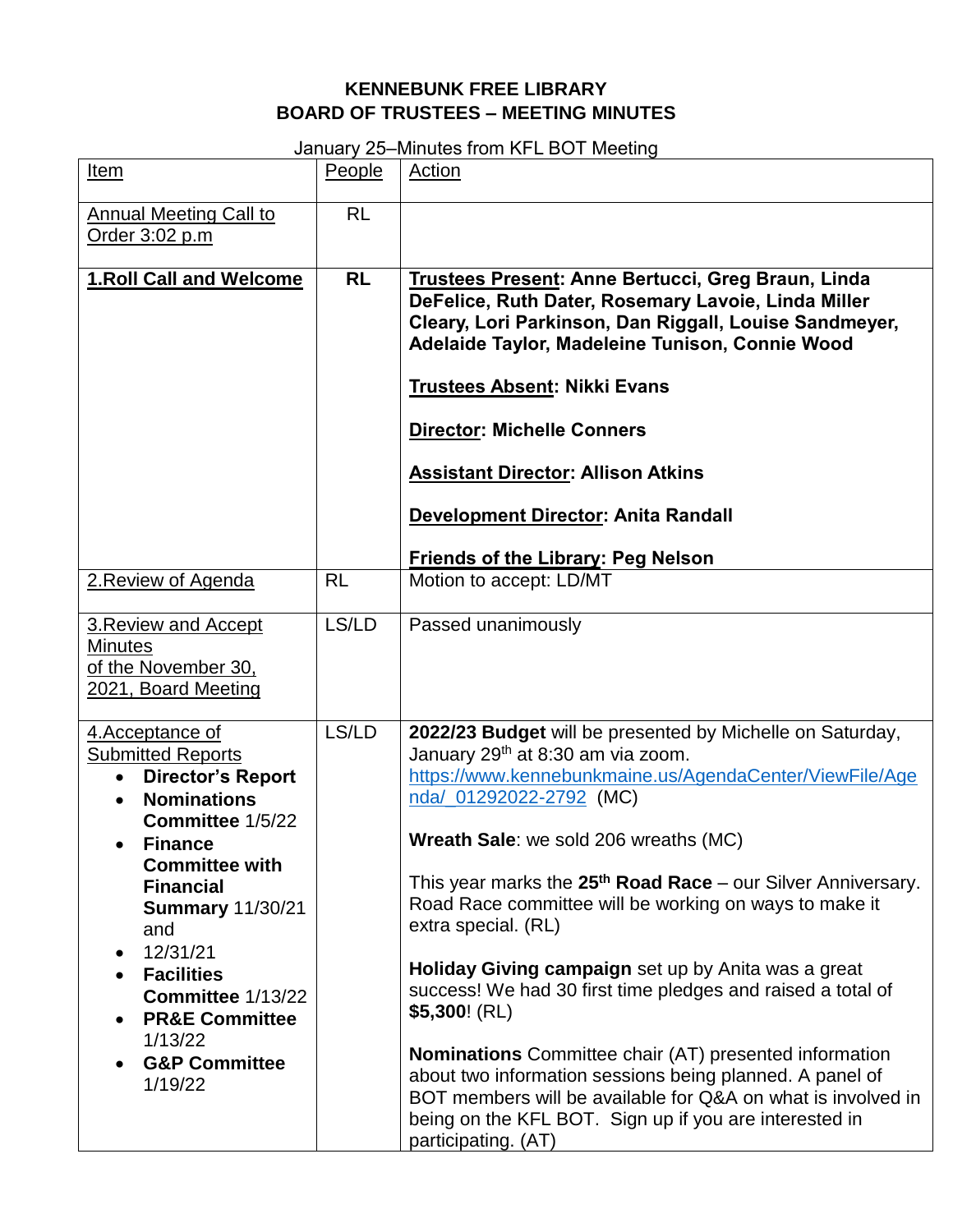**KENNEBUNK FREE LIBRARY**
**BOARD OF TRUSTEES – MEETING MINUTES**

January 25–Minutes from KFL BOT Meeting

| Item | People | Action |
|---|---|---|
| Annual Meeting Call to Order 3:02 p.m | RL | |
| **1.Roll Call and Welcome** | **RL** | **Trustees Present: Anne Bertucci, Greg Braun, Linda DeFelice, Ruth Dater, Rosemary Lavoie, Linda Miller Cleary, Lori Parkinson, Dan Riggall, Louise Sandmeyer, Adelaide Taylor, Madeleine Tunison, Connie Wood**<br><br>**Trustees Absent: Nikki Evans**<br><br>**Director: Michelle Conners**<br><br>**Assistant Director: Allison Atkins**<br><br>**Development Director: Anita Randall**<br><br>**Friends of the Library: Peg Nelson** |
| 2.Review of Agenda | RL | Motion to accept: LD/MT |
| 3.Review and Accept Minutes of the November 30, 2021, Board Meeting | LS/LD | Passed unanimously |
| 4.Acceptance of Submitted Reports<br>• **Director's Report**<br>• **Nominations Committee** 1/5/22<br>• **Finance Committee with Financial Summary** 11/30/21 and<br>• 12/31/21<br>• **Facilities Committee** 1/13/22<br>• **PR&E Committee** 1/13/22<br>• **G&P Committee** 1/19/22 | LS/LD | **2022/23 Budget** will be presented by Michelle on Saturday, January 29th at 8:30 am via zoom. https://www.kennebunkmaine.us/AgendaCenter/ViewFile/Agenda/_01292022-2792 (MC)<br><br>**Wreath Sale**: we sold 206 wreaths (MC)<br><br>This year marks the **25th Road Race** – our Silver Anniversary. Road Race committee will be working on ways to make it extra special. (RL)<br><br>**Holiday Giving campaign** set up by Anita was a great success! We had 30 first time pledges and raised a total of **$5,300**! (RL)<br><br>**Nominations** Committee chair (AT) presented information about two information sessions being planned. A panel of BOT members will be available for Q&A on what is involved in being on the KFL BOT. Sign up if you are interested in participating. (AT) |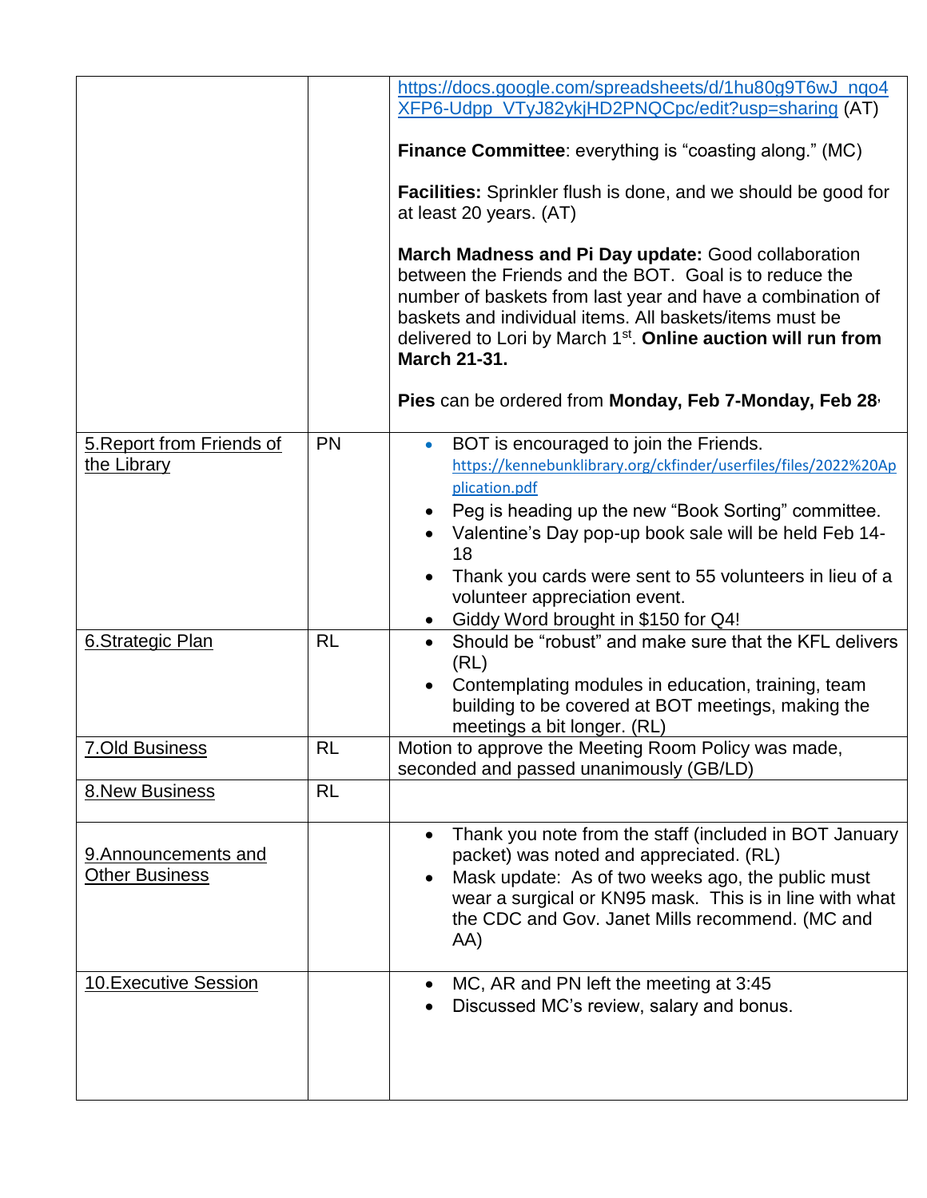| | | |
|---|---|---|
| | | https://docs.google.com/spreadsheets/d/1hu80g9T6wJ_nqo4XFP6-Udpp_VTyJ82ykjHD2PNQCpc/edit?usp=sharing (AT)<br><br>**Finance Committee**: everything is "coasting along." (MC)<br><br>**Facilities:** Sprinkler flush is done, and we should be good for at least 20 years. (AT)<br><br>**March Madness and Pi Day update:** Good collaboration between the Friends and the BOT. Goal is to reduce the number of baskets from last year and have a combination of baskets and individual items. All baskets/items must be delivered to Lori by March 1st. **Online auction will run from March 21-31.**<br><br>**Pies** can be ordered from **Monday, Feb 7-Monday, Feb 28** |
| 5.Report from Friends of the Library | PN | • BOT is encouraged to join the Friends. https://kennebunklibrary.org/ckfinder/userfiles/files/2022%20Application.pdf<br>• Peg is heading up the new "Book Sorting" committee.<br>• Valentine's Day pop-up book sale will be held Feb 14-18<br>• Thank you cards were sent to 55 volunteers in lieu of a volunteer appreciation event.<br>• Giddy Word brought in $150 for Q4! |
| 6.Strategic Plan | RL | • Should be "robust" and make sure that the KFL delivers (RL)<br>• Contemplating modules in education, training, team building to be covered at BOT meetings, making the meetings a bit longer. (RL) |
| 7.Old Business | RL | Motion to approve the Meeting Room Policy was made, seconded and passed unanimously (GB/LD) |
| 8.New Business | RL | |
| 9.Announcements and Other Business | | • Thank you note from the staff (included in BOT January packet) was noted and appreciated. (RL)<br>• Mask update: As of two weeks ago, the public must wear a surgical or KN95 mask. This is in line with what the CDC and Gov. Janet Mills recommend. (MC and AA) |
| 10.Executive Session | | • MC, AR and PN left the meeting at 3:45<br>• Discussed MC's review, salary and bonus. |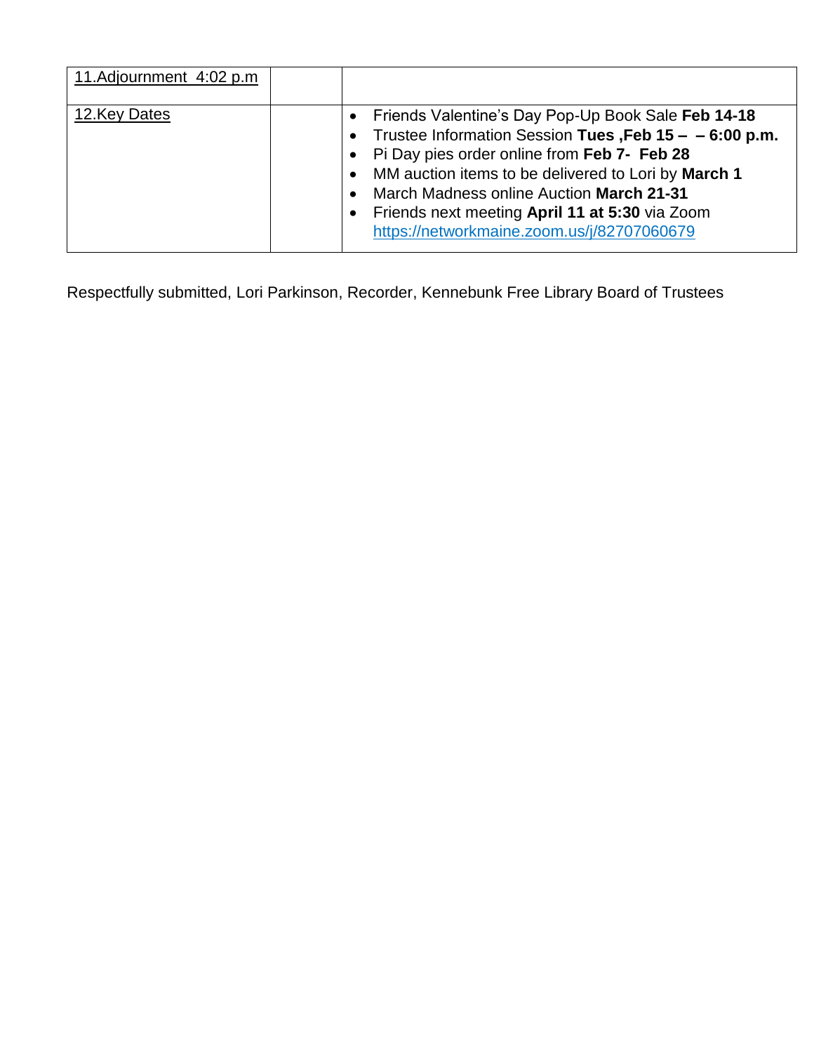| | | |
|---|---|---|
| 11.Adjournment 4:02 p.m | | |
| 12.Key Dates | | • Friends Valentine's Day Pop-Up Book Sale **Feb 14-18**<br>• Trustee Information Session **Tues ,Feb 15 – – 6:00 p.m.**<br>• Pi Day pies order online from **Feb 7- Feb 28**<br>• MM auction items to be delivered to Lori by **March 1**<br>• March Madness online Auction **March 21-31**<br>• Friends next meeting **April 11 at 5:30** via Zoom https://networkmaine.zoom.us/j/82707060679 |

Respectfully submitted, Lori Parkinson, Recorder, Kennebunk Free Library Board of Trustees